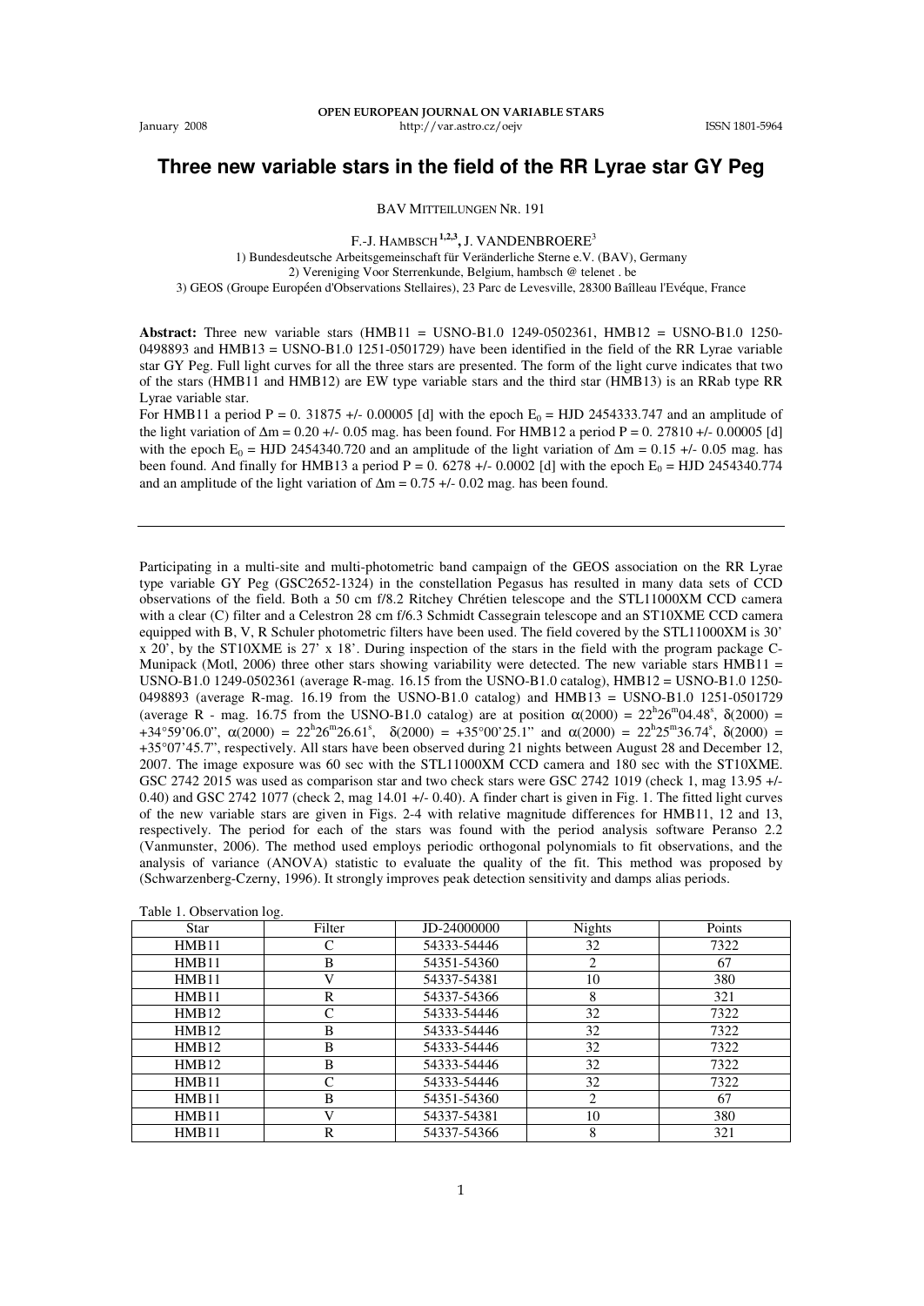# Three new variable stars in the field of the RR Lyrae star GY Peg

BAV MITTEILUNGEN NR. 191

F.-J. HAMBSCH[1,2,3], J. VANDENBROERE[3]

1) Bundesdeutsche Arbeitsgemeinschaft für Veränderliche Sterne e.V. (BAV), Germany
2) Vereniging Voor Sterrenkunde, Belgium, hambsch @ telenet . be
3) GEOS (Groupe Européen d'Observations Stellaires), 23 Parc de Levesville, 28300 Baîlleau l'Evéque, France

**Abstract:** Three new variable stars (HMB11 = USNO-B1.0 1249-0502361, HMB12 = USNO-B1.0 1250-0498893 and HMB13 = USNO-B1.0 1251-0501729) have been identified in the field of the RR Lyrae variable star GY Peg. Full light curves for all the three stars are presented. The form of the light curve indicates that two of the stars (HMB11 and HMB12) are EW type variable stars and the third star (HMB13) is an RRab type RR Lyrae variable star.
For HMB11 a period P = 0. 31875 +/- 0.00005 [d] with the epoch $E_0$ = HJD 2454333.747 and an amplitude of the light variation of $\Delta m$ = 0.20 +/- 0.05 mag. has been found. For HMB12 a period P = 0. 27810 +/- 0.00005 [d] with the epoch $E_0$ = HJD 2454340.720 and an amplitude of the light variation of $\Delta m$ = 0.15 +/- 0.05 mag. has been found. And finally for HMB13 a period P = 0. 6278 +/- 0.0002 [d] with the epoch $E_0$ = HJD 2454340.774 and an amplitude of the light variation of $\Delta m$ = 0.75 +/- 0.02 mag. has been found.

---

Participating in a multi-site and multi-photometric band campaign of the GEOS association on the RR Lyrae type variable GY Peg (GSC2652-1324) in the constellation Pegasus has resulted in many data sets of CCD observations of the field. Both a 50 cm f/8.2 Ritchey Chrétien telescope and the STL11000XM CCD camera with a clear (C) filter and a Celestron 28 cm f/6.3 Schmidt Cassegrain telescope and an ST10XME CCD camera equipped with B, V, R Schuler photometric filters have been used. The field covered by the STL11000XM is 30' x 20', by the ST10XME is 27' x 18'. During inspection of the stars in the field with the program package C-Munipack (Motl, 2006) three other stars showing variability were detected. The new variable stars HMB11 = USNO-B1.0 1249-0502361 (average R-mag. 16.15 from the USNO-B1.0 catalog), HMB12 = USNO-B1.0 1250-0498893 (average R-mag. 16.19 from the USNO-B1.0 catalog) and HMB13 = USNO-B1.0 1251-0501729 (average R - mag. 16.75 from the USNO-B1.0 catalog) are at position $\alpha(2000) = 22^h26^m04.48^s$, $\delta(2000) = +34°59'06.0"$, $\alpha(2000) = 22^h26^m26.61^s$, $\delta(2000) = +35°00'25.1"$ and $\alpha(2000) = 22^h25^m36.74^s$, $\delta(2000) = +35°07'45.7"$, respectively. All stars have been observed during 21 nights between August 28 and December 12, 2007. The image exposure was 60 sec with the STL11000XM CCD camera and 180 sec with the ST10XME. GSC 2742 2015 was used as comparison star and two check stars were GSC 2742 1019 (check 1, mag 13.95 +/- 0.40) and GSC 2742 1077 (check 2, mag 14.01 +/- 0.40). A finder chart is given in Fig. 1. The fitted light curves of the new variable stars are given in Figs. 2-4 with relative magnitude differences for HMB11, 12 and 13, respectively. The period for each of the stars was found with the period analysis software Peranso 2.2 (Vanmunster, 2006). The method used employs periodic orthogonal polynomials to fit observations, and the analysis of variance (ANOVA) statistic to evaluate the quality of the fit. This method was proposed by (Schwarzenberg-Czerny, 1996). It strongly improves peak detection sensitivity and damps alias periods.

Table 1. Observation log.

| Star | Filter | JD-24000000 | Nights | Points |
|---|---|---|---|---|
| HMB11 | C | 54333-54446 | 32 | 7322 |
| HMB11 | B | 54351-54360 | 2 | 67 |
| HMB11 | V | 54337-54381 | 10 | 380 |
| HMB11 | R | 54337-54366 | 8 | 321 |
| HMB12 | C | 54333-54446 | 32 | 7322 |
| HMB12 | B | 54333-54446 | 32 | 7322 |
| HMB12 | B | 54333-54446 | 32 | 7322 |
| HMB12 | B | 54333-54446 | 32 | 7322 |
| HMB11 | C | 54333-54446 | 32 | 7322 |
| HMB11 | B | 54351-54360 | 2 | 67 |
| HMB11 | V | 54337-54381 | 10 | 380 |
| HMB11 | R | 54337-54366 | 8 | 321 |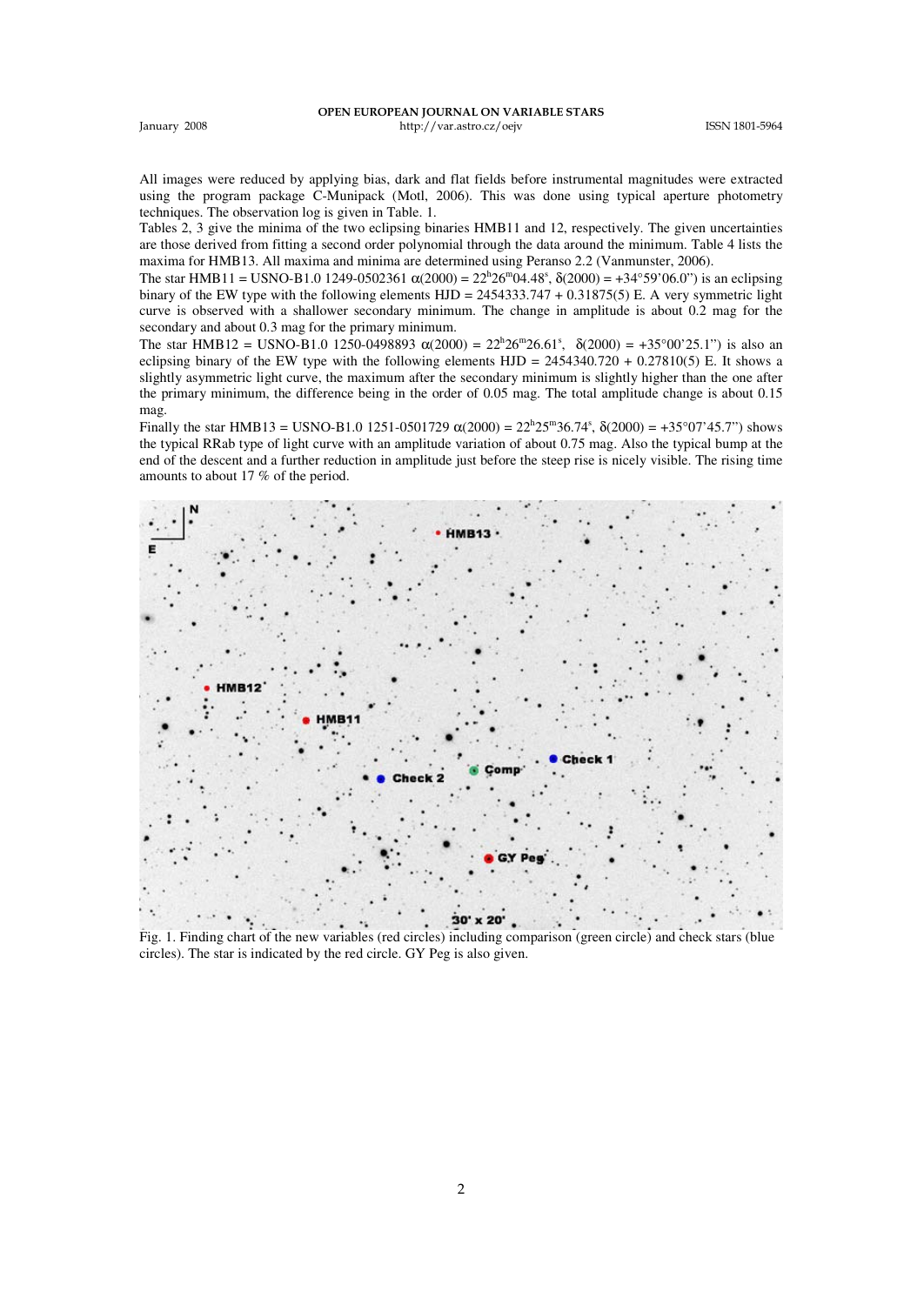All images were reduced by applying bias, dark and flat fields before instrumental magnitudes were extracted using the program package C-Munipack (Motl, 2006). This was done using typical aperture photometry techniques. The observation log is given in Table. 1.

Tables 2, 3 give the minima of the two eclipsing binaries HMB11 and 12, respectively. The given uncertainties are those derived from fitting a second order polynomial through the data around the minimum. Table 4 lists the maxima for HMB13. All maxima and minima are determined using Peranso 2.2 (Vanmunster, 2006).

The star HMB11 = USNO-B1.0 1249-0502361 $\alpha(2000) = 22^h26^m04.48^s$, $\delta(2000) = +34°59'06.0''$) is an eclipsing binary of the EW type with the following elements HJD = 2454333.747 + 0.31875(5) E. A very symmetric light curve is observed with a shallower secondary minimum. The change in amplitude is about 0.2 mag for the secondary and about 0.3 mag for the primary minimum.

The star HMB12 = USNO-B1.0 1250-0498893 $\alpha(2000) = 22^h26^m26.61^s$, $\delta(2000) = +35°00'25.1''$) is also an eclipsing binary of the EW type with the following elements HJD = 2454340.720 + 0.27810(5) E. It shows a slightly asymmetric light curve, the maximum after the secondary minimum is slightly higher than the one after the primary minimum, the difference being in the order of 0.05 mag. The total amplitude change is about 0.15 mag.

Finally the star HMB13 = USNO-B1.0 1251-0501729 $\alpha(2000) = 22^h25^m36.74^s$, $\delta(2000) = +35°07'45.7''$) shows the typical RRab type of light curve with an amplitude variation of about 0.75 mag. Also the typical bump at the end of the descent and a further reduction in amplitude just before the steep rise is nicely visible. The rising time amounts to about 17 % of the period.

Fig. 1. Finding chart of the new variables (red circles) including comparison (green circle) and check stars (blue circles). The star is indicated by the red circle. GY Peg is also given.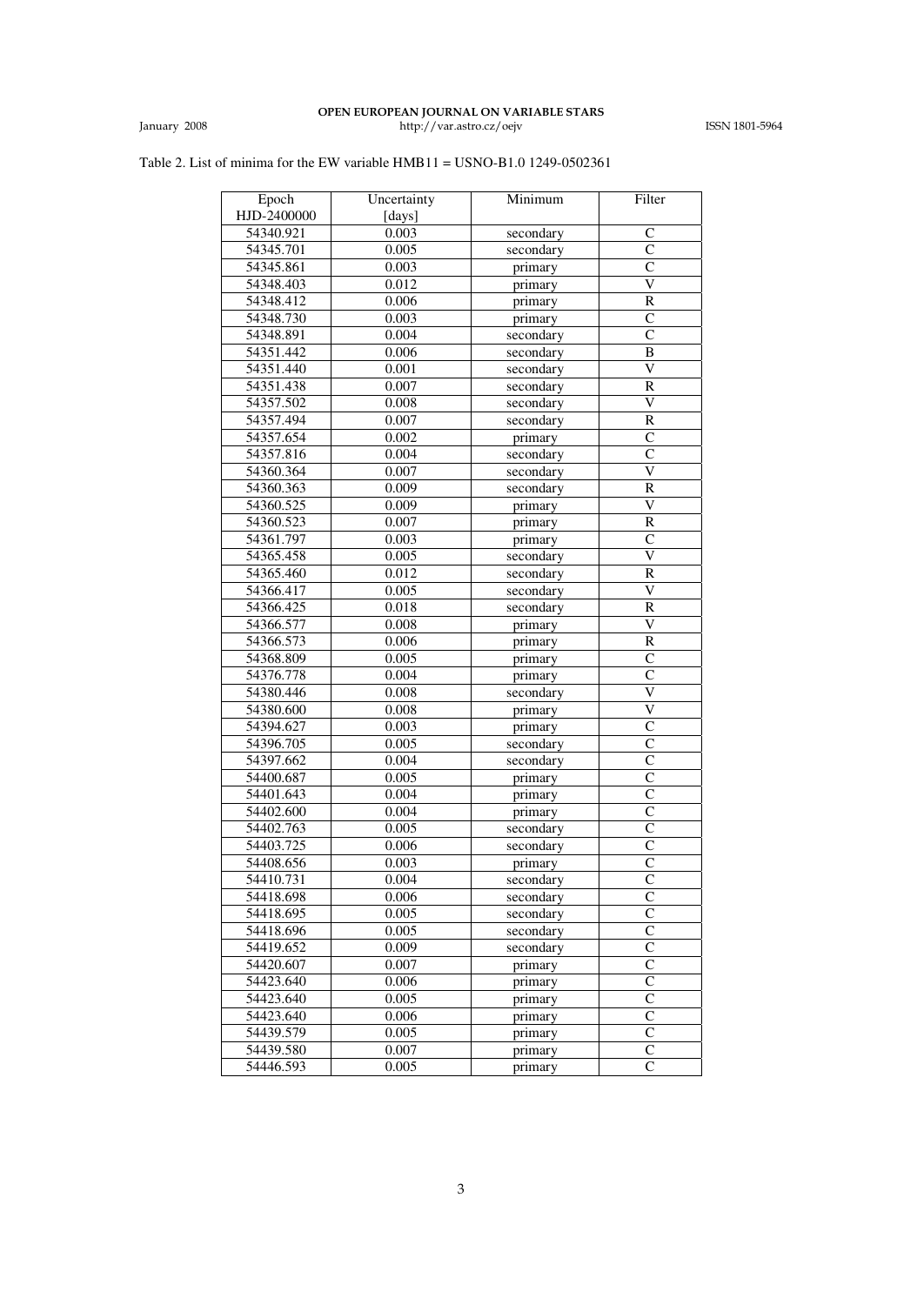Table 2. List of minima for the EW variable HMB11 = USNO-B1.0 1249-0502361

| Epoch HJD-2400000 | Uncertainty [days] | Minimum | Filter |
|---|---|---|---|
| 54340.921 | 0.003 | secondary | C |
| 54345.701 | 0.005 | secondary | C |
| 54345.861 | 0.003 | primary | C |
| 54348.403 | 0.012 | primary | V |
| 54348.412 | 0.006 | primary | R |
| 54348.730 | 0.003 | primary | C |
| 54348.891 | 0.004 | secondary | C |
| 54351.442 | 0.006 | secondary | B |
| 54351.440 | 0.001 | secondary | V |
| 54351.438 | 0.007 | secondary | R |
| 54357.502 | 0.008 | secondary | V |
| 54357.494 | 0.007 | secondary | R |
| 54357.654 | 0.002 | primary | C |
| 54357.816 | 0.004 | secondary | C |
| 54360.364 | 0.007 | secondary | V |
| 54360.363 | 0.009 | secondary | R |
| 54360.525 | 0.009 | primary | V |
| 54360.523 | 0.007 | primary | R |
| 54361.797 | 0.003 | primary | C |
| 54365.458 | 0.005 | secondary | V |
| 54365.460 | 0.012 | secondary | R |
| 54366.417 | 0.005 | secondary | V |
| 54366.425 | 0.018 | secondary | R |
| 54366.577 | 0.008 | primary | V |
| 54366.573 | 0.006 | primary | R |
| 54368.809 | 0.005 | primary | C |
| 54376.778 | 0.004 | primary | C |
| 54380.446 | 0.008 | secondary | V |
| 54380.600 | 0.008 | primary | V |
| 54394.627 | 0.003 | primary | C |
| 54396.705 | 0.005 | secondary | C |
| 54397.662 | 0.004 | secondary | C |
| 54400.687 | 0.005 | primary | C |
| 54401.643 | 0.004 | primary | C |
| 54402.600 | 0.004 | primary | C |
| 54402.763 | 0.005 | secondary | C |
| 54403.725 | 0.006 | secondary | C |
| 54408.656 | 0.003 | primary | C |
| 54410.731 | 0.004 | secondary | C |
| 54418.698 | 0.006 | secondary | C |
| 54418.695 | 0.005 | secondary | C |
| 54418.696 | 0.005 | secondary | C |
| 54419.652 | 0.009 | secondary | C |
| 54420.607 | 0.007 | primary | C |
| 54423.640 | 0.006 | primary | C |
| 54423.640 | 0.005 | primary | C |
| 54423.640 | 0.006 | primary | C |
| 54439.579 | 0.005 | primary | C |
| 54439.580 | 0.007 | primary | C |
| 54446.593 | 0.005 | primary | C |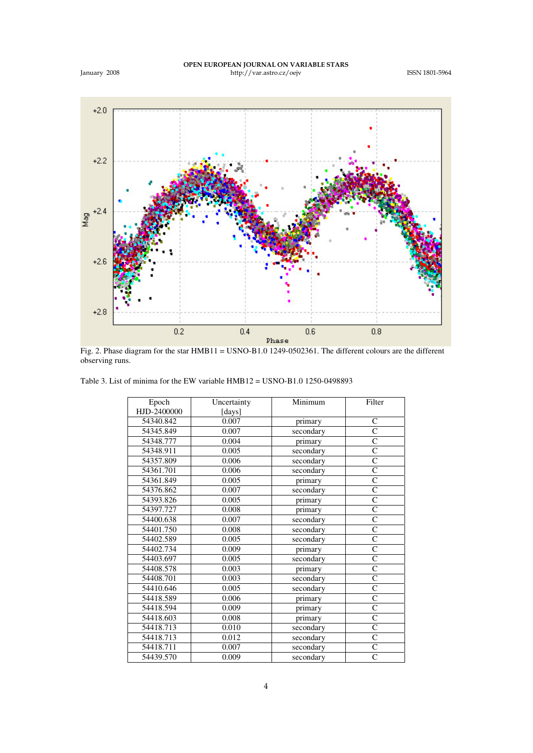Fig. 2. Phase diagram for the star HMB11 = USNO-B1.0 1249-0502361. The different colours are the different observing runs.

Table 3. List of minima for the EW variable HMB12 = USNO-B1.0 1250-0498893

| Epoch HJD-2400000 | Uncertainty [days] | Minimum | Filter |
|---|---|---|---|
| 54340.842 | 0.007 | primary | C |
| 54345.849 | 0.007 | secondary | C |
| 54348.777 | 0.004 | primary | C |
| 54348.911 | 0.005 | secondary | C |
| 54357.809 | 0.006 | secondary | C |
| 54361.701 | 0.006 | secondary | C |
| 54361.849 | 0.005 | primary | C |
| 54376.862 | 0.007 | secondary | C |
| 54393.826 | 0.005 | primary | C |
| 54397.727 | 0.008 | primary | C |
| 54400.638 | 0.007 | secondary | C |
| 54401.750 | 0.008 | secondary | C |
| 54402.589 | 0.005 | secondary | C |
| 54402.734 | 0.009 | primary | C |
| 54403.697 | 0.005 | secondary | C |
| 54408.578 | 0.003 | primary | C |
| 54408.701 | 0.003 | secondary | C |
| 54410.646 | 0.005 | secondary | C |
| 54418.589 | 0.006 | primary | C |
| 54418.594 | 0.009 | primary | C |
| 54418.603 | 0.008 | primary | C |
| 54418.713 | 0.010 | secondary | C |
| 54418.713 | 0.012 | secondary | C |
| 54418.711 | 0.007 | secondary | C |
| 54439.570 | 0.009 | secondary | C |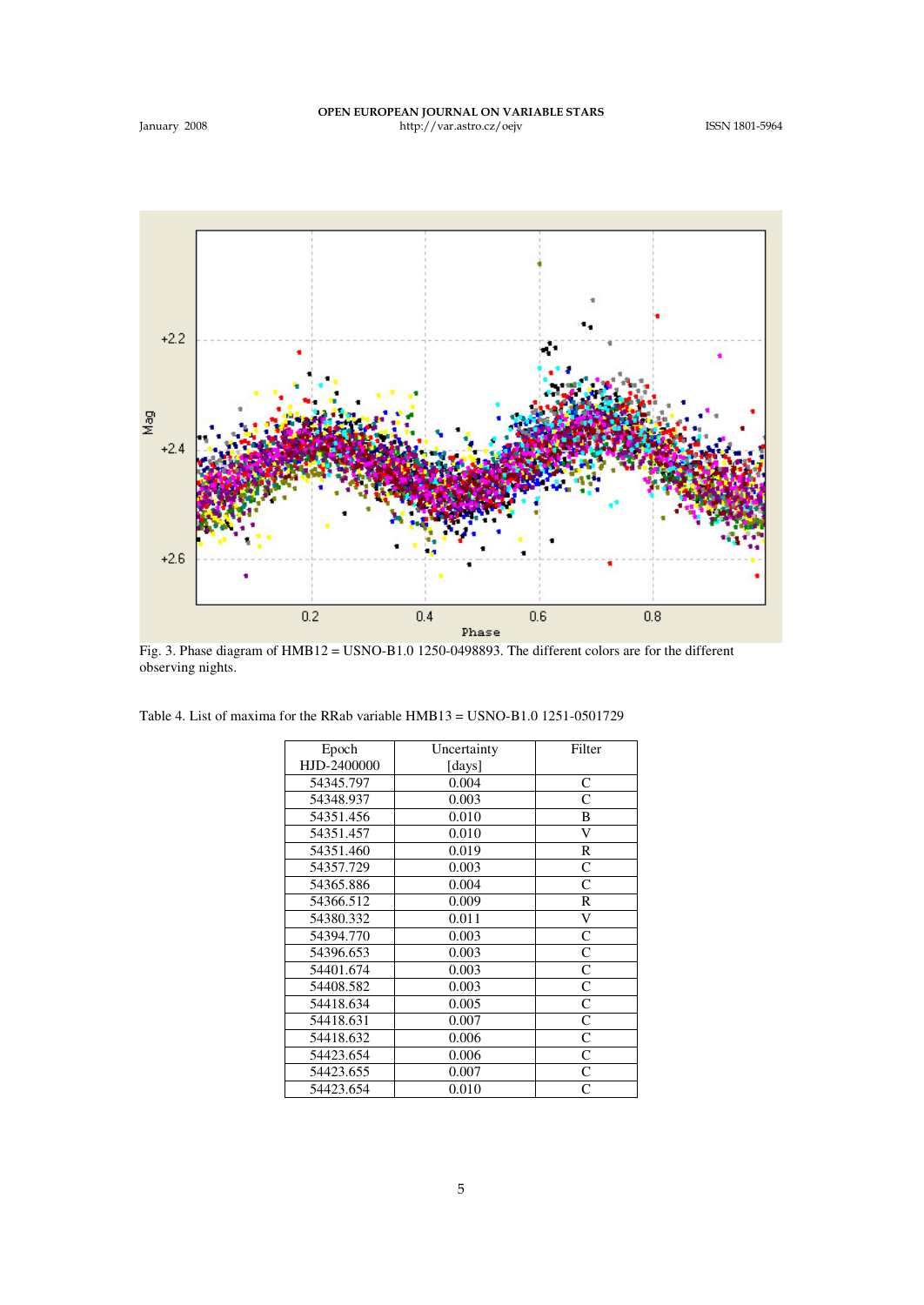Fig. 3. Phase diagram of HMB12 = USNO-B1.0 1250-0498893. The different colors are for the different observing nights.

Table 4. List of maxima for the RRab variable HMB13 = USNO-B1.0 1251-0501729

| Epoch HJD-2400000 | Uncertainty [days] | Filter |
|---|---|---|
| 54345.797 | 0.004 | C |
| 54348.937 | 0.003 | C |
| 54351.456 | 0.010 | B |
| 54351.457 | 0.010 | V |
| 54351.460 | 0.019 | R |
| 54357.729 | 0.003 | C |
| 54365.886 | 0.004 | C |
| 54366.512 | 0.009 | R |
| 54380.332 | 0.011 | V |
| 54394.770 | 0.003 | C |
| 54396.653 | 0.003 | C |
| 54401.674 | 0.003 | C |
| 54408.582 | 0.003 | C |
| 54418.634 | 0.005 | C |
| 54418.631 | 0.007 | C |
| 54418.632 | 0.006 | C |
| 54423.654 | 0.006 | C |
| 54423.655 | 0.007 | C |
| 54423.654 | 0.010 | C |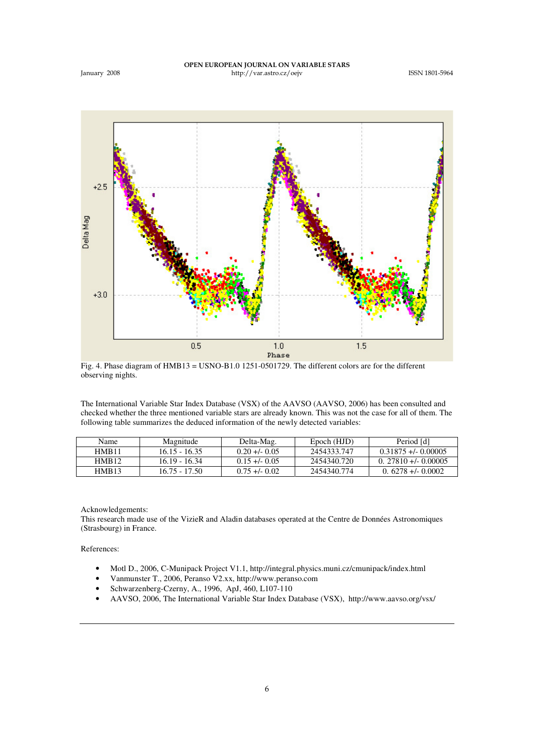+2.5

+3.0

Delta Mag

0.5

1.0

1.5

Phase

Fig. 4. Phase diagram of HMB13 = USNO-B1.0 1251-0501729. The different colors are for the different observing nights.

The International Variable Star Index Database (VSX) of the AAVSO (AAVSO, 2006) has been consulted and checked whether the three mentioned variable stars are already known. This was not the case for all of them. The following table summarizes the deduced information of the newly detected variables:

| Name | Magnitude | Delta-Mag. | Epoch (HJD) | Period [d] |
|---|---|---|---|---|
| HMB11 | 16.15 - 16.35 | 0.20 +/- 0.05 | 2454333.747 | 0.31875 +/- 0.00005 |
| HMB12 | 16.19 - 16.34 | 0.15 +/- 0.05 | 2454340.720 | 0. 27810 +/- 0.00005 |
| HMB13 | 16.75 - 17.50 | 0.75 +/- 0.02 | 2454340.774 | 0. 6278 +/- 0.0002 |

Acknowledgements:
This research made use of the VizieR and Aladin databases operated at the Centre de Données Astronomiques (Strasbourg) in France.

References:

- Motl D., 2006, C-Munipack Project V1.1, http://integral.physics.muni.cz/cmunipack/index.html
- Vanmunster T., 2006, Peranso V2.xx, http://www.peranso.com
- Schwarzenberg-Czerny, A., 1996, ApJ, 460, L107-110
- AAVSO, 2006, The International Variable Star Index Database (VSX), http://www.aavso.org/vsx/